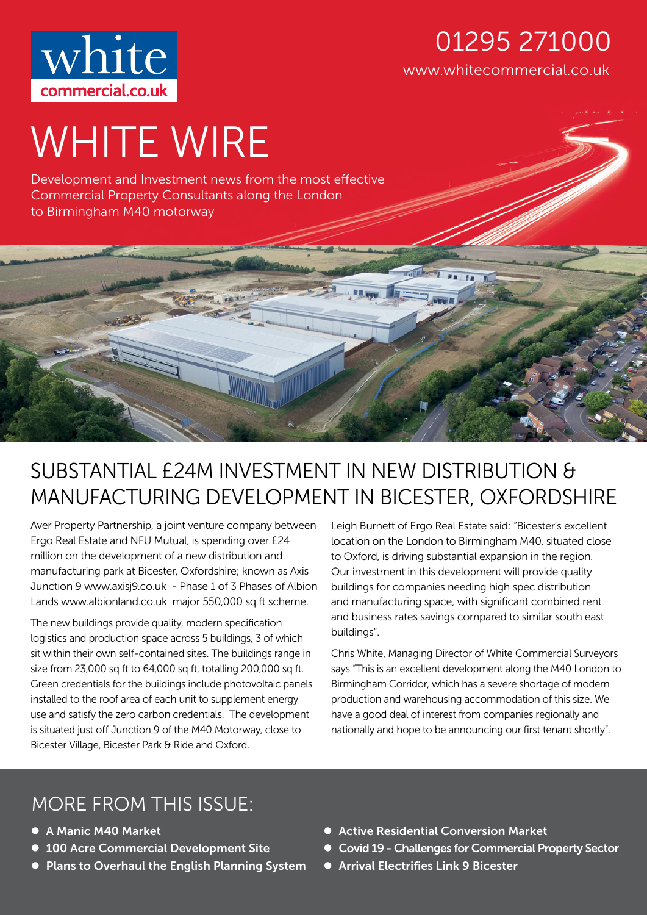white
commercial.co.uk

01295 271000

www.whitecommercial.co.uk

# WHITE WIRE

Development and Investment news from the most effective Commercial Property Consultants along the London to Birmingham M40 motorway

## SUBSTANTIAL £24M INVESTMENT IN NEW DISTRIBUTION & MANUFACTURING DEVELOPMENT IN BICESTER, OXFORDSHIRE

Aver Property Partnership, a joint venture company between Ergo Real Estate and NFU Mutual, is spending over £24 million on the development of a new distribution and manufacturing park at Bicester, Oxfordshire; known as Axis Junction 9 www.axisj9.co.uk - Phase 1 of 3 Phases of Albion Lands www.albionland.co.uk major 550,000 sq ft scheme.

The new buildings provide quality, modern specification logistics and production space across 5 buildings, 3 of which sit within their own self-contained sites. The buildings range in size from 23,000 sq ft to 64,000 sq ft, totalling 200,000 sq ft. Green credentials for the buildings include photovoltaic panels installed to the roof area of each unit to supplement energy use and satisfy the zero carbon credentials. The development is situated just off Junction 9 of the M40 Motorway, close to Bicester Village, Bicester Park & Ride and Oxford.

Leigh Burnett of Ergo Real Estate said: "Bicester's excellent location on the London to Birmingham M40, situated close to Oxford, is driving substantial expansion in the region. Our investment in this development will provide quality buildings for companies needing high spec distribution and manufacturing space, with significant combined rent and business rates savings compared to similar south east buildings".

Chris White, Managing Director of White Commercial Surveyors says "This is an excellent development along the M40 London to Birmingham Corridor, which has a severe shortage of modern production and warehousing accommodation of this size. We have a good deal of interest from companies regionally and nationally and hope to be announcing our first tenant shortly".

## MORE FROM THIS ISSUE:

- **A Manic M40 Market**
- **100 Acre Commercial Development Site**
- **Plans to Overhaul the English Planning System**
- **Active Residential Conversion Market**
- **Covid 19 - Challenges for Commercial Property Sector**
- **Arrival Electrifies Link 9 Bicester**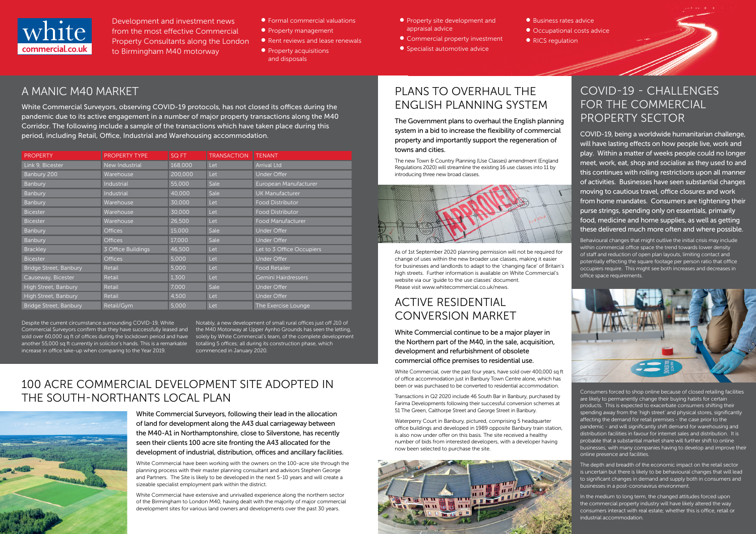white commercial.co.uk

Development and investment news from the most effective Commercial Property Consultants along the London to Birmingham M40 motorway

- Formal commercial valuations
- Property management
- Rent reviews and lease renewals
- Property acquisitions and disposals
- Property site development and appraisal advice
- Commercial property investment
- Specialist automotive advice
- Business rates advice
- Occupational costs advice
- RICS regulation

## A MANIC M40 MARKET

White Commercial Surveyors, observing COVID-19 protocols, has not closed its offices during the pandemic due to its active engagement in a number of major property transactions along the M40 Corridor. The following include a sample of the transactions which have taken place during this period, including Retail, Office, Industrial and Warehousing accommodation.

| PROPERTY | PROPERTY TYPE | SQ FT | TRANSACTION | TENANT |
| --- | --- | --- | --- | --- |
| Link 9, Bicester | New Industrial | 168,000 | Let | Arrival Ltd |
| Banbury 200 | Warehouse | 200,000 | Let | Under Offer |
| Banbury | Industrial | 55,000 | Sale | European Manufacturer |
| Banbury | Industrial | 40,000 | Sale | UK Manufacturer |
| Banbury | Warehouse | 30,000 | Let | Food Distributor |
| Bicester | Warehouse | 30,000 | Let | Food Distributor |
| Bicester | Warehouse | 26,500 | Let | Food Manufacturer |
| Banbury | Offices | 15,000 | Sale | Under Offer |
| Banbury | Offices | 17,000 | Sale | Under Offer |
| Brackley | 3 Office Buildings | 46,500 | Let | Let to 3 Office Occupiers |
| Bicester | Offices | 5,000 | Let | Under Offer |
| Bridge Street, Banbury | Retail | 5,000 | Let | Food Retailer |
| Causeway, Bicester | Retail | 1,300 | Let | Gemini Hairdressers |
| High Street, Banbury | Retail | 7,000 | Sale | Under Offer |
| High Street, Banbury | Retail | 4,500 | Let | Under Offer |
| Bridge Street, Banbury | Retail/Gym | 5,000 | Let | The Exercise Lounge |

Despite the current circumstance surrounding COVID-19, White Commercial Surveyors confirm that they have successfully leased and sold over 60,000 sq ft of offices during the lockdown period and have another 55,000 sq ft currently in solicitor's hands. This is a remarkable increase in office take-up when comparing to the Year 2019.

Notably, a new development of small rural offices just off J10 of the M40 Motorway at Upper Aynho Grounds has seen the letting, solely by White Commercial's team, of the complete development totalling 5 offices; all during its construction phase, which commenced in January 2020.

## 100 ACRE COMMERCIAL DEVELOPMENT SITE ADOPTED IN THE SOUTH-NORTHANTS LOCAL PLAN

White Commercial Surveyors, following their lead in the allocation of land for development along the A43 dual carriageway between the M40-A1 in Northamptonshire, close to Silverstone, has recently seen their clients 100 acre site fronting the A43 allocated for the development of industrial, distribution, offices and ancillary facilities.

White Commercial have been working with the owners on the 100-acre site through the planning process with their master planning consultant and advisors Stephen George and Partners. The Site is likely to be developed in the next 5-10 years and will create a sizeable specialist employment park within the district.

White Commercial have extensive and unrivalled experience along the northern sector of the Birmingham to London M40, having dealt with the majority of major commercial development sites for various land owners and developments over the past 30 years.

## PLANS TO OVERHAUL THE ENGLISH PLANNING SYSTEM

The Government plans to overhaul the English planning system in a bid to increase the flexibility of commercial property and importantly support the regeneration of towns and cities.

The new Town & Country Planning (Use Classes) amendment (England Regulations 2020) will streamline the existing 16 use classes into 11 by introducing three new broad classes.

As of 1st September 2020 planning permission will not be required for change of uses within the new broader use classes, making it easier for businesses and landlords to adapt to the 'changing face' of Britain's high streets. Further information is available on White Commercial's website via our 'guide to the use classes' document. Please visit www.whitecommercial.co.uk/news.

## ACTIVE RESIDENTIAL CONVERSION MARKET

White Commercial continue to be a major player in the Northern part of the M40, in the sale, acquisition, development and refurbishment of obsolete commercial office premises to residential use.

White Commercial, over the past four years, have sold over 400,000 sq ft of office accommodation just in Banbury Town Centre alone, which has been or was purchased to be converted to residential accommodation.

Transactions in Q2 2020 include 46 South Bar in Banbury, purchased by Farima Developments following their successful conversion schemes at 51 The Green, Calthorpe Street and George Street in Banbury.

Waterperry Court in Banbury, pictured, comprising 5 headquarter office buildings and developed in 1989 opposite Banbury train station, is also now under offer on this basis. The site received a healthy number of bids from interested developers, with a developer having now been selected to purchase the site.

## COVID-19 - CHALLENGES FOR THE COMMERCIAL PROPERTY SECTOR

COVID-19, being a worldwide humanitarian challenge, will have lasting effects on how people live, work and play. Within a matter of weeks people could no longer meet, work, eat, shop and socialise as they used to and this continues with rolling restrictions upon all manner of activities. Businesses have seen substantial changes moving to cautious travel, office closures and work from home mandates. Consumers are tightening their purse strings, spending only on essentials, primarily food, medicine and home supplies, as well as getting these delivered much more often and where possible.

Behavioural changes that might outlive the initial crisis may include within commercial office space the trend towards lower density of staff and reduction of open plan layouts, limiting contact and potentially effecting the square footage per person ratio that office occupiers require. This might see both increases and decreases in office space requirements.

Consumers forced to shop online because of closed retailing facilities are likely to permanently change their buying habits for certain products. This is expected to exacerbate consumers shifting their spending away from the 'high street' and physical stores, significantly affecting the demand for retail premises - the case prior to the pandemic - and will significantly shift demand for warehousing and distribution facilities in favour for internet sales and distribution. It is probable that a substantial market share will further shift to online businesses, with many companies having to develop and improve their online presence and facilities.

The depth and breadth of the economic impact on the retail sector is uncertain but there is likely to behavioural changes that will lead to significant changes in demand and supply both in consumers and businesses in a post-coronavirus environment.

In the medium to long term, the changed attitudes forced upon the commercial property industry will have likely altered the way consumers interact with real estate; whether this is office, retail or industrial accommodation.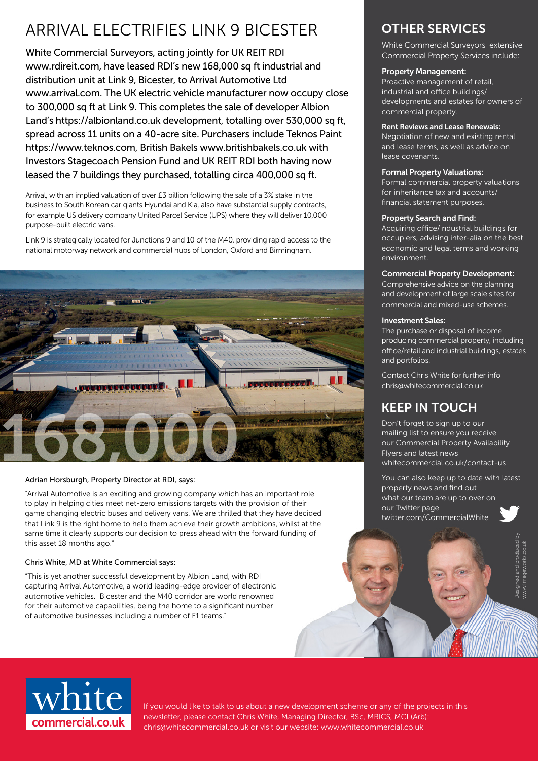# ARRIVAL ELECTRIFIES LINK 9 BICESTER

White Commercial Surveyors, acting jointly for UK REIT RDI www.rdireit.com, have leased RDI's new 168,000 sq ft industrial and distribution unit at Link 9, Bicester, to Arrival Automotive Ltd www.arrival.com. The UK electric vehicle manufacturer now occupy close to 300,000 sq ft at Link 9. This completes the sale of developer Albion Land's https://albionland.co.uk development, totalling over 530,000 sq ft, spread across 11 units on a 40-acre site. Purchasers include Teknos Paint https://www.teknos.com, British Bakels www.britishbakels.co.uk with Investors Stagecoach Pension Fund and UK REIT RDI both having now leased the 7 buildings they purchased, totalling circa 400,000 sq ft.

Arrival, with an implied valuation of over £3 billion following the sale of a 3% stake in the business to South Korean car giants Hyundai and Kia, also have substantial supply contracts, for example US delivery company United Parcel Service (UPS) where they will deliver 10,000 purpose-built electric vans.

Link 9 is strategically located for Junctions 9 and 10 of the M40, providing rapid access to the national motorway network and commercial hubs of London, Oxford and Birmingham.

168,000

Adrian Horsburgh, Property Director at RDI, says:

"Arrival Automotive is an exciting and growing company which has an important role to play in helping cities meet net-zero emissions targets with the provision of their game changing electric buses and delivery vans. We are thrilled that they have decided that Link 9 is the right home to help them achieve their growth ambitions, whilst at the same time it clearly supports our decision to press ahead with the forward funding of this asset 18 months ago."

Chris White, MD at White Commercial says:

"This is yet another successful development by Albion Land, with RDI capturing Arrival Automotive, a world leading-edge provider of electronic automotive vehicles. Bicester and the M40 corridor are world renowned for their automotive capabilities, being the home to a significant number of automotive businesses including a number of F1 teams."

## OTHER SERVICES

White Commercial Surveyors extensive Commercial Property Services include:

**Property Management:**
Proactive management of retail, industrial and office buildings/ developments and estates for owners of commercial property.

**Rent Reviews and Lease Renewals:**
Negotiation of new and existing rental and lease terms, as well as advice on lease covenants.

**Formal Property Valuations:**
Formal commercial property valuations for inheritance tax and accounts/ financial statement purposes.

**Property Search and Find:**
Acquiring office/industrial buildings for occupiers, advising inter-alia on the best economic and legal terms and working environment.

**Commercial Property Development:**
Comprehensive advice on the planning and development of large scale sites for commercial and mixed-use schemes.

**Investment Sales:**
The purchase or disposal of income producing commercial property, including office/retail and industrial buildings, estates and portfolios.

Contact Chris White for further info chris@whitecommercial.co.uk

## KEEP IN TOUCH

Don't forget to sign up to our mailing list to ensure you receive our Commercial Property Availability Flyers and latest news whitecommercial.co.uk/contact-us

You can also keep up to date with latest property news and find out what our team are up to over on our Twitter page twitter.com/CommercialWhite

Designed and produced by www.imageworks.co.uk

white commercial.co.uk

If you would like to talk to us about a new development scheme or any of the projects in this newsletter, please contact Chris White, Managing Director, BSc, MRICS, MCI (Arb): chris@whitecommercial.co.uk or visit our website: www.whitecommercial.co.uk